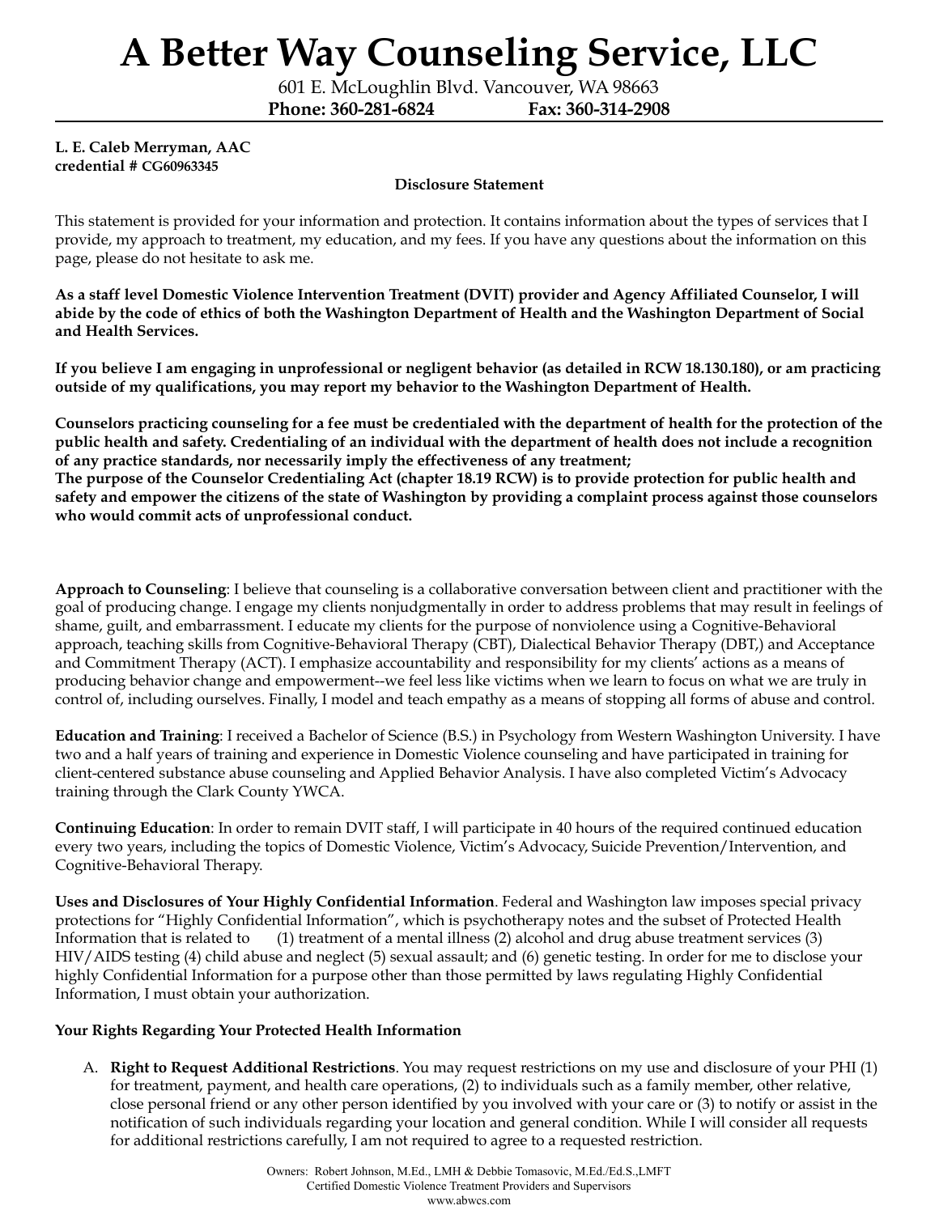# A Better Way Counseling Service, LLC

601 E. McLoughlin Blvd. Vancouver, WA 98663

**Phone: 360-281-6824 Fax: 360-314-2908**

**L. E. Caleb Merryman, AAC**
**credential # CG60963345**

**Disclosure Statement**

This statement is provided for your information and protection. It contains information about the types of services that I provide, my approach to treatment, my education, and my fees. If you have any questions about the information on this page, please do not hesitate to ask me.

**As a staff level Domestic Violence Intervention Treatment (DVIT) provider and Agency Affiliated Counselor, I will abide by the code of ethics of both the Washington Department of Health and the Washington Department of Social and Health Services.**

**If you believe I am engaging in unprofessional or negligent behavior (as detailed in RCW 18.130.180), or am practicing outside of my qualifications, you may report my behavior to the Washington Department of Health.**

**Counselors practicing counseling for a fee must be credentialed with the department of health for the protection of the public health and safety. Credentialing of an individual with the department of health does not include a recognition of any practice standards, nor necessarily imply the effectiveness of any treatment;**
**The purpose of the Counselor Credentialing Act (chapter 18.19 RCW) is to provide protection for public health and safety and empower the citizens of the state of Washington by providing a complaint process against those counselors who would commit acts of unprofessional conduct.**

**Approach to Counseling**: I believe that counseling is a collaborative conversation between client and practitioner with the goal of producing change. I engage my clients nonjudgmentally in order to address problems that may result in feelings of shame, guilt, and embarrassment. I educate my clients for the purpose of nonviolence using a Cognitive-Behavioral approach, teaching skills from Cognitive-Behavioral Therapy (CBT), Dialectical Behavior Therapy (DBT,) and Acceptance and Commitment Therapy (ACT). I emphasize accountability and responsibility for my clients' actions as a means of producing behavior change and empowerment--we feel less like victims when we learn to focus on what we are truly in control of, including ourselves. Finally, I model and teach empathy as a means of stopping all forms of abuse and control.

**Education and Training**: I received a Bachelor of Science (B.S.) in Psychology from Western Washington University. I have two and a half years of training and experience in Domestic Violence counseling and have participated in training for client-centered substance abuse counseling and Applied Behavior Analysis. I have also completed Victim's Advocacy training through the Clark County YWCA.

**Continuing Education**: In order to remain DVIT staff, I will participate in 40 hours of the required continued education every two years, including the topics of Domestic Violence, Victim's Advocacy, Suicide Prevention/Intervention, and Cognitive-Behavioral Therapy.

**Uses and Disclosures of Your Highly Confidential Information**. Federal and Washington law imposes special privacy protections for "Highly Confidential Information", which is psychotherapy notes and the subset of Protected Health Information that is related to (1) treatment of a mental illness (2) alcohol and drug abuse treatment services (3) HIV/AIDS testing (4) child abuse and neglect (5) sexual assault; and (6) genetic testing. In order for me to disclose your highly Confidential Information for a purpose other than those permitted by laws regulating Highly Confidential Information, I must obtain your authorization.

**Your Rights Regarding Your Protected Health Information**

A. **Right to Request Additional Restrictions**. You may request restrictions on my use and disclosure of your PHI (1) for treatment, payment, and health care operations, (2) to individuals such as a family member, other relative, close personal friend or any other person identified by you involved with your care or (3) to notify or assist in the notification of such individuals regarding your location and general condition. While I will consider all requests for additional restrictions carefully, I am not required to agree to a requested restriction.

Owners: Robert Johnson, M.Ed., LMH & Debbie Tomasovic, M.Ed./Ed.S.,LMFT
Certified Domestic Violence Treatment Providers and Supervisors
www.abwcs.com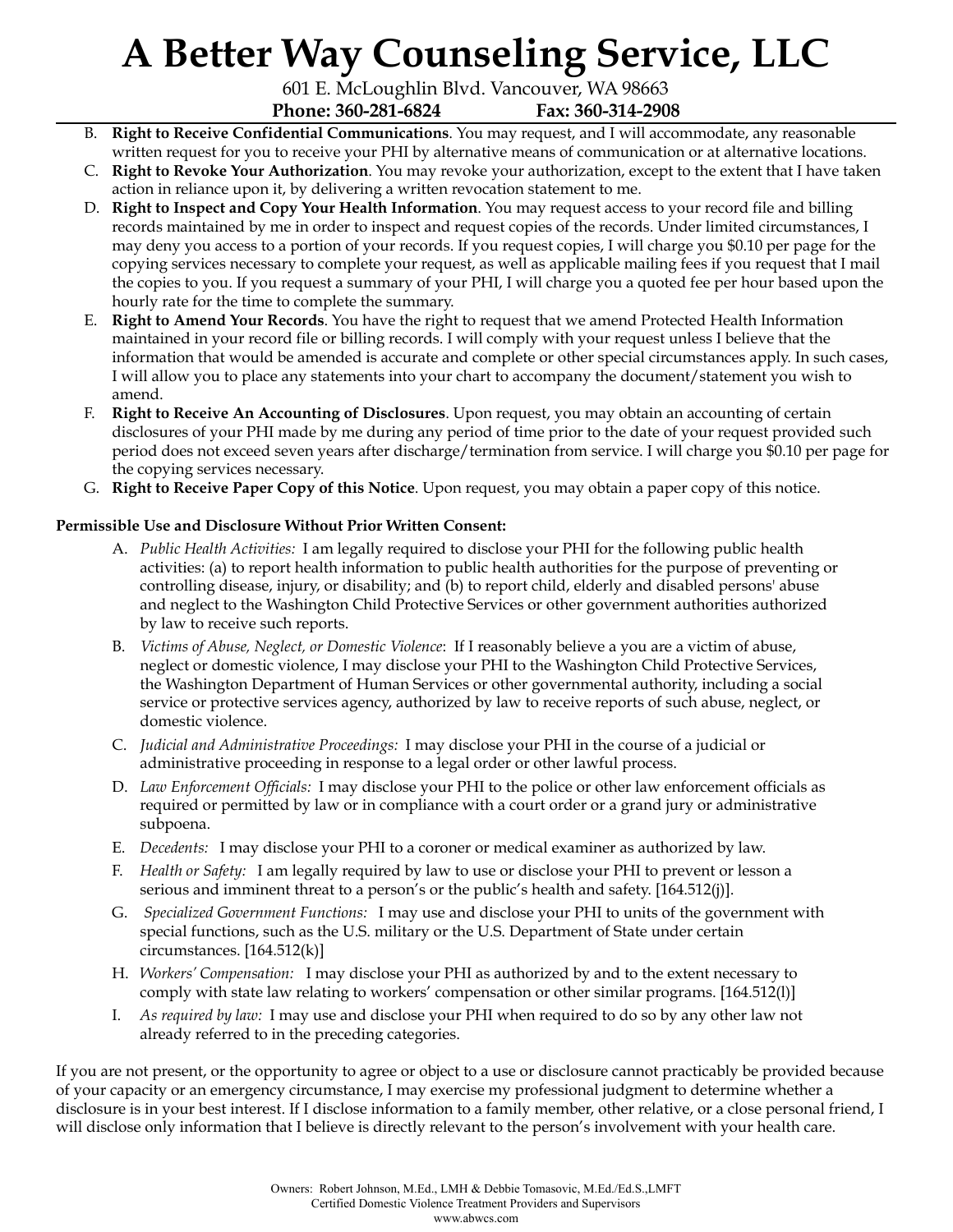B. **Right to Receive Confidential Communications**. You may request, and I will accommodate, any reasonable written request for you to receive your PHI by alternative means of communication or at alternative locations.

C. **Right to Revoke Your Authorization**. You may revoke your authorization, except to the extent that I have taken action in reliance upon it, by delivering a written revocation statement to me.

D. **Right to Inspect and Copy Your Health Information**. You may request access to your record file and billing records maintained by me in order to inspect and request copies of the records. Under limited circumstances, I may deny you access to a portion of your records. If you request copies, I will charge you $0.10 per page for the copying services necessary to complete your request, as well as applicable mailing fees if you request that I mail the copies to you. If you request a summary of your PHI, I will charge you a quoted fee per hour based upon the hourly rate for the time to complete the summary.

E. **Right to Amend Your Records**. You have the right to request that we amend Protected Health Information maintained in your record file or billing records. I will comply with your request unless I believe that the information that would be amended is accurate and complete or other special circumstances apply. In such cases, I will allow you to place any statements into your chart to accompany the document/statement you wish to amend.

F. **Right to Receive An Accounting of Disclosures**. Upon request, you may obtain an accounting of certain disclosures of your PHI made by me during any period of time prior to the date of your request provided such period does not exceed seven years after discharge/termination from service. I will charge you $0.10 per page for the copying services necessary.

G. **Right to Receive Paper Copy of this Notice**. Upon request, you may obtain a paper copy of this notice.

**Permissible Use and Disclosure Without Prior Written Consent:**

A. *Public Health Activities:* I am legally required to disclose your PHI for the following public health activities: (a) to report health information to public health authorities for the purpose of preventing or controlling disease, injury, or disability; and (b) to report child, elderly and disabled persons' abuse and neglect to the Washington Child Protective Services or other government authorities authorized by law to receive such reports.

B. *Victims of Abuse, Neglect, or Domestic Violence*: If I reasonably believe a you are a victim of abuse, neglect or domestic violence, I may disclose your PHI to the Washington Child Protective Services, the Washington Department of Human Services or other governmental authority, including a social service or protective services agency, authorized by law to receive reports of such abuse, neglect, or domestic violence.

C. *Judicial and Administrative Proceedings:* I may disclose your PHI in the course of a judicial or administrative proceeding in response to a legal order or other lawful process.

D. *Law Enforcement Officials:* I may disclose your PHI to the police or other law enforcement officials as required or permitted by law or in compliance with a court order or a grand jury or administrative subpoena.

E. *Decedents:* I may disclose your PHI to a coroner or medical examiner as authorized by law.

F. *Health or Safety:* I am legally required by law to use or disclose your PHI to prevent or lesson a serious and imminent threat to a person's or the public's health and safety. [164.512(j)].

G. *Specialized Government Functions:* I may use and disclose your PHI to units of the government with special functions, such as the U.S. military or the U.S. Department of State under certain circumstances. [164.512(k)]

H. *Workers' Compensation:* I may disclose your PHI as authorized by and to the extent necessary to comply with state law relating to workers' compensation or other similar programs. [164.512(l)]

I. *As required by law:* I may use and disclose your PHI when required to do so by any other law not already referred to in the preceding categories.

If you are not present, or the opportunity to agree or object to a use or disclosure cannot practicably be provided because of your capacity or an emergency circumstance, I may exercise my professional judgment to determine whether a disclosure is in your best interest. If I disclose information to a family member, other relative, or a close personal friend, I will disclose only information that I believe is directly relevant to the person's involvement with your health care.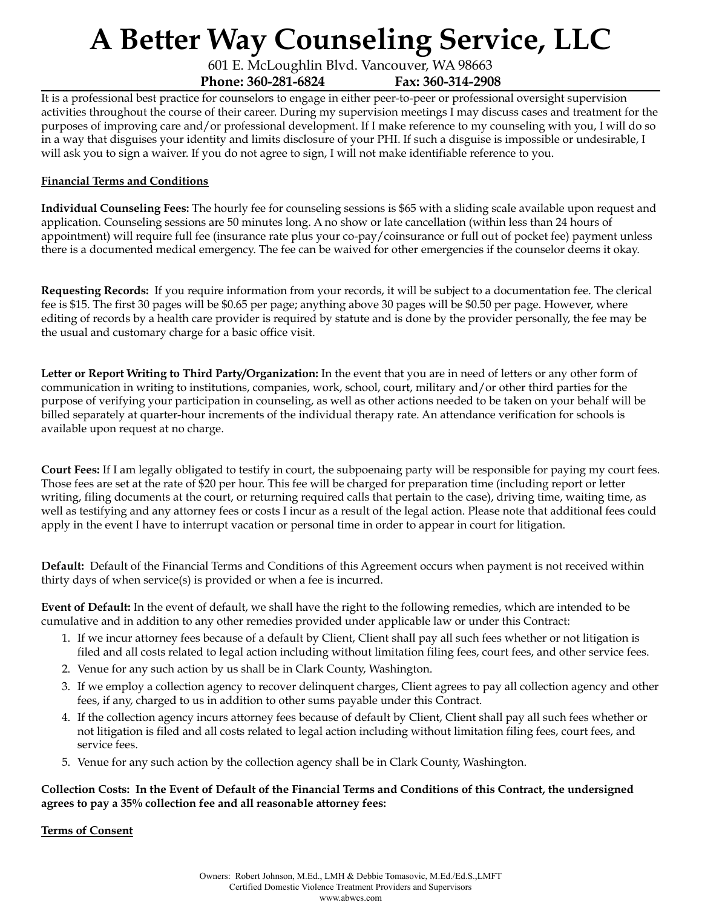# A Better Way Counseling Service, LLC

601 E. McLoughlin Blvd. Vancouver, WA 98663

**Phone: 360-281-6824 Fax: 360-314-2908**

It is a professional best practice for counselors to engage in either peer-to-peer or professional oversight supervision activities throughout the course of their career. During my supervision meetings I may discuss cases and treatment for the purposes of improving care and/or professional development. If I make reference to my counseling with you, I will do so in a way that disguises your identity and limits disclosure of your PHI. If such a disguise is impossible or undesirable, I will ask you to sign a waiver. If you do not agree to sign, I will not make identifiable reference to you.

**Financial Terms and Conditions**

**Individual Counseling Fees:** The hourly fee for counseling sessions is $65 with a sliding scale available upon request and application. Counseling sessions are 50 minutes long. A no show or late cancellation (within less than 24 hours of appointment) will require full fee (insurance rate plus your co-pay/coinsurance or full out of pocket fee) payment unless there is a documented medical emergency. The fee can be waived for other emergencies if the counselor deems it okay.

**Requesting Records:** If you require information from your records, it will be subject to a documentation fee. The clerical fee is $15. The first 30 pages will be $0.65 per page; anything above 30 pages will be $0.50 per page. However, where editing of records by a health care provider is required by statute and is done by the provider personally, the fee may be the usual and customary charge for a basic office visit.

**Letter or Report Writing to Third Party/Organization:** In the event that you are in need of letters or any other form of communication in writing to institutions, companies, work, school, court, military and/or other third parties for the purpose of verifying your participation in counseling, as well as other actions needed to be taken on your behalf will be billed separately at quarter-hour increments of the individual therapy rate. An attendance verification for schools is available upon request at no charge.

**Court Fees:** If I am legally obligated to testify in court, the subpoenaing party will be responsible for paying my court fees. Those fees are set at the rate of $20 per hour. This fee will be charged for preparation time (including report or letter writing, filing documents at the court, or returning required calls that pertain to the case), driving time, waiting time, as well as testifying and any attorney fees or costs I incur as a result of the legal action. Please note that additional fees could apply in the event I have to interrupt vacation or personal time in order to appear in court for litigation.

**Default:** Default of the Financial Terms and Conditions of this Agreement occurs when payment is not received within thirty days of when service(s) is provided or when a fee is incurred.

**Event of Default:** In the event of default, we shall have the right to the following remedies, which are intended to be cumulative and in addition to any other remedies provided under applicable law or under this Contract:

1. If we incur attorney fees because of a default by Client, Client shall pay all such fees whether or not litigation is filed and all costs related to legal action including without limitation filing fees, court fees, and other service fees.
2. Venue for any such action by us shall be in Clark County, Washington.
3. If we employ a collection agency to recover delinquent charges, Client agrees to pay all collection agency and other fees, if any, charged to us in addition to other sums payable under this Contract.
4. If the collection agency incurs attorney fees because of default by Client, Client shall pay all such fees whether or not litigation is filed and all costs related to legal action including without limitation filing fees, court fees, and service fees.
5. Venue for any such action by the collection agency shall be in Clark County, Washington.

**Collection Costs: In the Event of Default of the Financial Terms and Conditions of this Contract, the undersigned agrees to pay a 35% collection fee and all reasonable attorney fees:**

**Terms of Consent**

Owners: Robert Johnson, M.Ed., LMH & Debbie Tomasovic, M.Ed./Ed.S.,LMFT
Certified Domestic Violence Treatment Providers and Supervisors
www.abwcs.com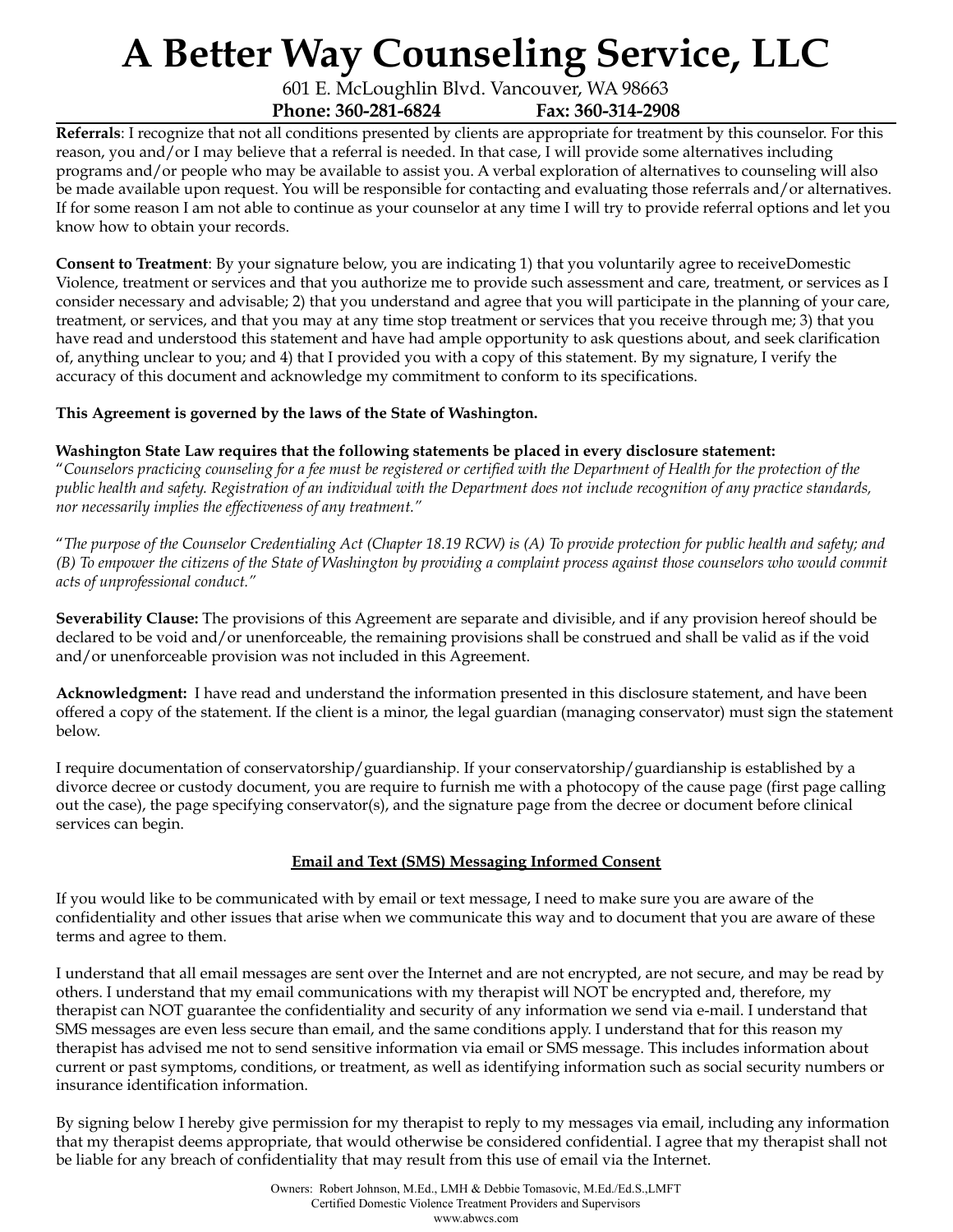**Referrals**: I recognize that not all conditions presented by clients are appropriate for treatment by this counselor. For this reason, you and/or I may believe that a referral is needed. In that case, I will provide some alternatives including programs and/or people who may be available to assist you. A verbal exploration of alternatives to counseling will also be made available upon request. You will be responsible for contacting and evaluating those referrals and/or alternatives. If for some reason I am not able to continue as your counselor at any time I will try to provide referral options and let you know how to obtain your records.

**Consent to Treatment**: By your signature below, you are indicating 1) that you voluntarily agree to receiveDomestic Violence, treatment or services and that you authorize me to provide such assessment and care, treatment, or services as I consider necessary and advisable; 2) that you understand and agree that you will participate in the planning of your care, treatment, or services, and that you may at any time stop treatment or services that you receive through me; 3) that you have read and understood this statement and have had ample opportunity to ask questions about, and seek clarification of, anything unclear to you; and 4) that I provided you with a copy of this statement. By my signature, I verify the accuracy of this document and acknowledge my commitment to conform to its specifications.

**This Agreement is governed by the laws of the State of Washington.**

**Washington State Law requires that the following statements be placed in every disclosure statement:**
"*Counselors practicing counseling for a fee must be registered or certified with the Department of Health for the protection of the public health and safety. Registration of an individual with the Department does not include recognition of any practice standards, nor necessarily implies the effectiveness of any treatment.*"

"*The purpose of the Counselor Credentialing Act (Chapter 18.19 RCW) is (A) To provide protection for public health and safety; and (B) To empower the citizens of the State of Washington by providing a complaint process against those counselors who would commit acts of unprofessional conduct.*"

**Severability Clause:** The provisions of this Agreement are separate and divisible, and if any provision hereof should be declared to be void and/or unenforceable, the remaining provisions shall be construed and shall be valid as if the void and/or unenforceable provision was not included in this Agreement.

**Acknowledgment:** I have read and understand the information presented in this disclosure statement, and have been offered a copy of the statement. If the client is a minor, the legal guardian (managing conservator) must sign the statement below.

I require documentation of conservatorship/guardianship. If your conservatorship/guardianship is established by a divorce decree or custody document, you are require to furnish me with a photocopy of the cause page (first page calling out the case), the page specifying conservator(s), and the signature page from the decree or document before clinical services can begin.

## Email and Text (SMS) Messaging Informed Consent

If you would like to be communicated with by email or text message, I need to make sure you are aware of the confidentiality and other issues that arise when we communicate this way and to document that you are aware of these terms and agree to them.

I understand that all email messages are sent over the Internet and are not encrypted, are not secure, and may be read by others. I understand that my email communications with my therapist will NOT be encrypted and, therefore, my therapist can NOT guarantee the confidentiality and security of any information we send via e-mail. I understand that SMS messages are even less secure than email, and the same conditions apply. I understand that for this reason my therapist has advised me not to send sensitive information via email or SMS message. This includes information about current or past symptoms, conditions, or treatment, as well as identifying information such as social security numbers or insurance identification information.

By signing below I hereby give permission for my therapist to reply to my messages via email, including any information that my therapist deems appropriate, that would otherwise be considered confidential. I agree that my therapist shall not be liable for any breach of confidentiality that may result from this use of email via the Internet.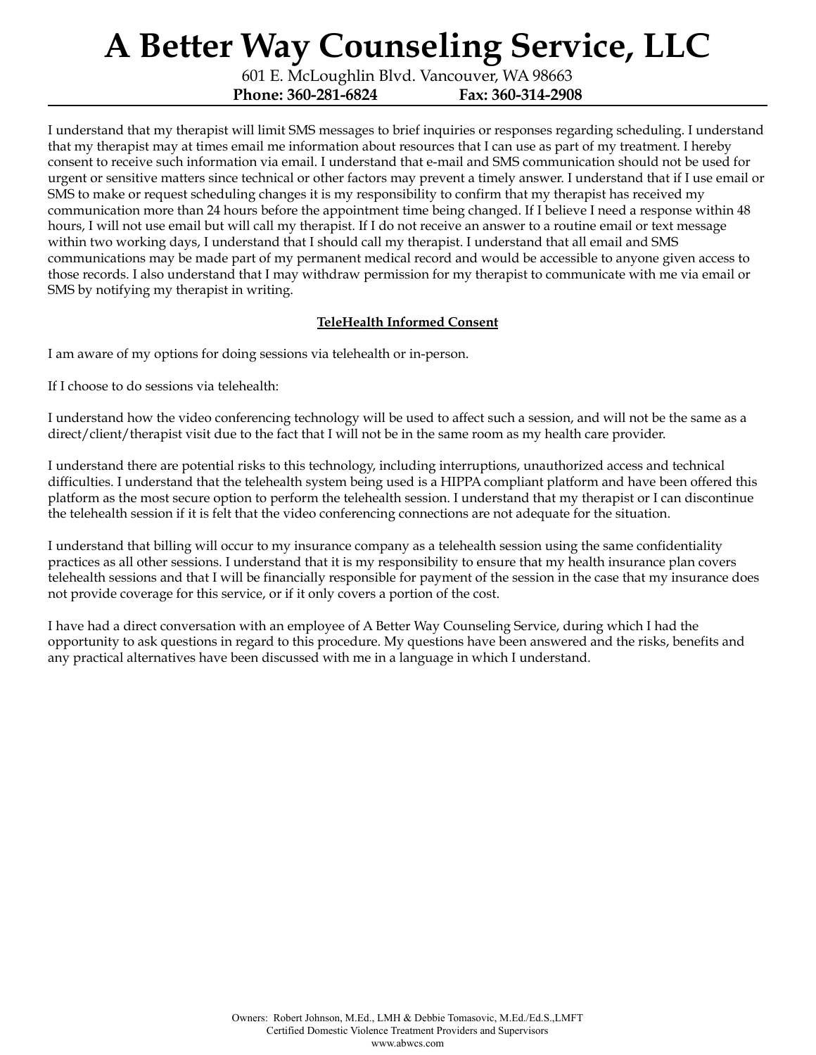I understand that my therapist will limit SMS messages to brief inquiries or responses regarding scheduling. I understand that my therapist may at times email me information about resources that I can use as part of my treatment. I hereby consent to receive such information via email. I understand that e-mail and SMS communication should not be used for urgent or sensitive matters since technical or other factors may prevent a timely answer. I understand that if I use email or SMS to make or request scheduling changes it is my responsibility to confirm that my therapist has received my communication more than 24 hours before the appointment time being changed. If I believe I need a response within 48 hours, I will not use email but will call my therapist. If I do not receive an answer to a routine email or text message within two working days, I understand that I should call my therapist. I understand that all email and SMS communications may be made part of my permanent medical record and would be accessible to anyone given access to those records. I also understand that I may withdraw permission for my therapist to communicate with me via email or SMS by notifying my therapist in writing.

## TeleHealth Informed Consent

I am aware of my options for doing sessions via telehealth or in-person.

If I choose to do sessions via telehealth:

I understand how the video conferencing technology will be used to affect such a session, and will not be the same as a direct/client/therapist visit due to the fact that I will not be in the same room as my health care provider.

I understand there are potential risks to this technology, including interruptions, unauthorized access and technical difficulties. I understand that the telehealth system being used is a HIPPA compliant platform and have been offered this platform as the most secure option to perform the telehealth session. I understand that my therapist or I can discontinue the telehealth session if it is felt that the video conferencing connections are not adequate for the situation.

I understand that billing will occur to my insurance company as a telehealth session using the same confidentiality practices as all other sessions. I understand that it is my responsibility to ensure that my health insurance plan covers telehealth sessions and that I will be financially responsible for payment of the session in the case that my insurance does not provide coverage for this service, or if it only covers a portion of the cost.

I have had a direct conversation with an employee of A Better Way Counseling Service, during which I had the opportunity to ask questions in regard to this procedure. My questions have been answered and the risks, benefits and any practical alternatives have been discussed with me in a language in which I understand.